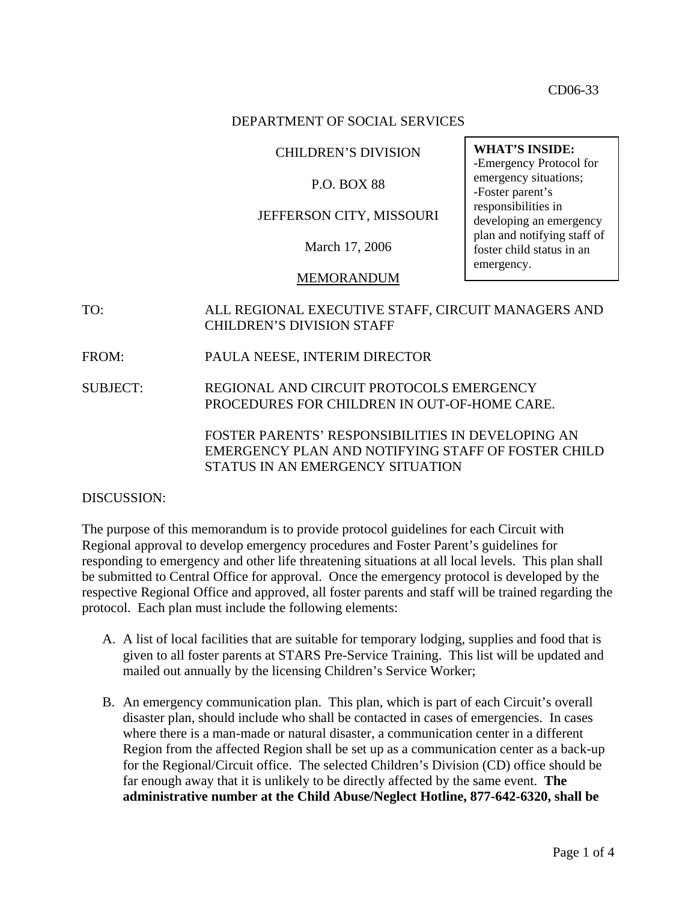CD06-33

DEPARTMENT OF SOCIAL SERVICES

CHILDREN'S DIVISION

P.O. BOX 88

JEFFERSON CITY, MISSOURI

March 17, 2006

MEMORANDUM

**WHAT'S INSIDE:**
-Emergency Protocol for emergency situations;
-Foster parent's responsibilities in developing an emergency plan and notifying staff of foster child status in an emergency.

TO: ALL REGIONAL EXECUTIVE STAFF, CIRCUIT MANAGERS AND CHILDREN'S DIVISION STAFF

FROM: PAULA NEESE, INTERIM DIRECTOR

SUBJECT: REGIONAL AND CIRCUIT PROTOCOLS EMERGENCY PROCEDURES FOR CHILDREN IN OUT-OF-HOME CARE.

FOSTER PARENTS' RESPONSIBILITIES IN DEVELOPING AN EMERGENCY PLAN AND NOTIFYING STAFF OF FOSTER CHILD STATUS IN AN EMERGENCY SITUATION

DISCUSSION:

The purpose of this memorandum is to provide protocol guidelines for each Circuit with Regional approval to develop emergency procedures and Foster Parent's guidelines for responding to emergency and other life threatening situations at all local levels. This plan shall be submitted to Central Office for approval. Once the emergency protocol is developed by the respective Regional Office and approved, all foster parents and staff will be trained regarding the protocol. Each plan must include the following elements:

A. A list of local facilities that are suitable for temporary lodging, supplies and food that is given to all foster parents at STARS Pre-Service Training. This list will be updated and mailed out annually by the licensing Children's Service Worker;

B. An emergency communication plan. This plan, which is part of each Circuit's overall disaster plan, should include who shall be contacted in cases of emergencies. In cases where there is a man-made or natural disaster, a communication center in a different Region from the affected Region shall be set up as a communication center as a back-up for the Regional/Circuit office. The selected Children's Division (CD) office should be far enough away that it is unlikely to be directly affected by the same event. **The administrative number at the Child Abuse/Neglect Hotline, 877-642-6320, shall be**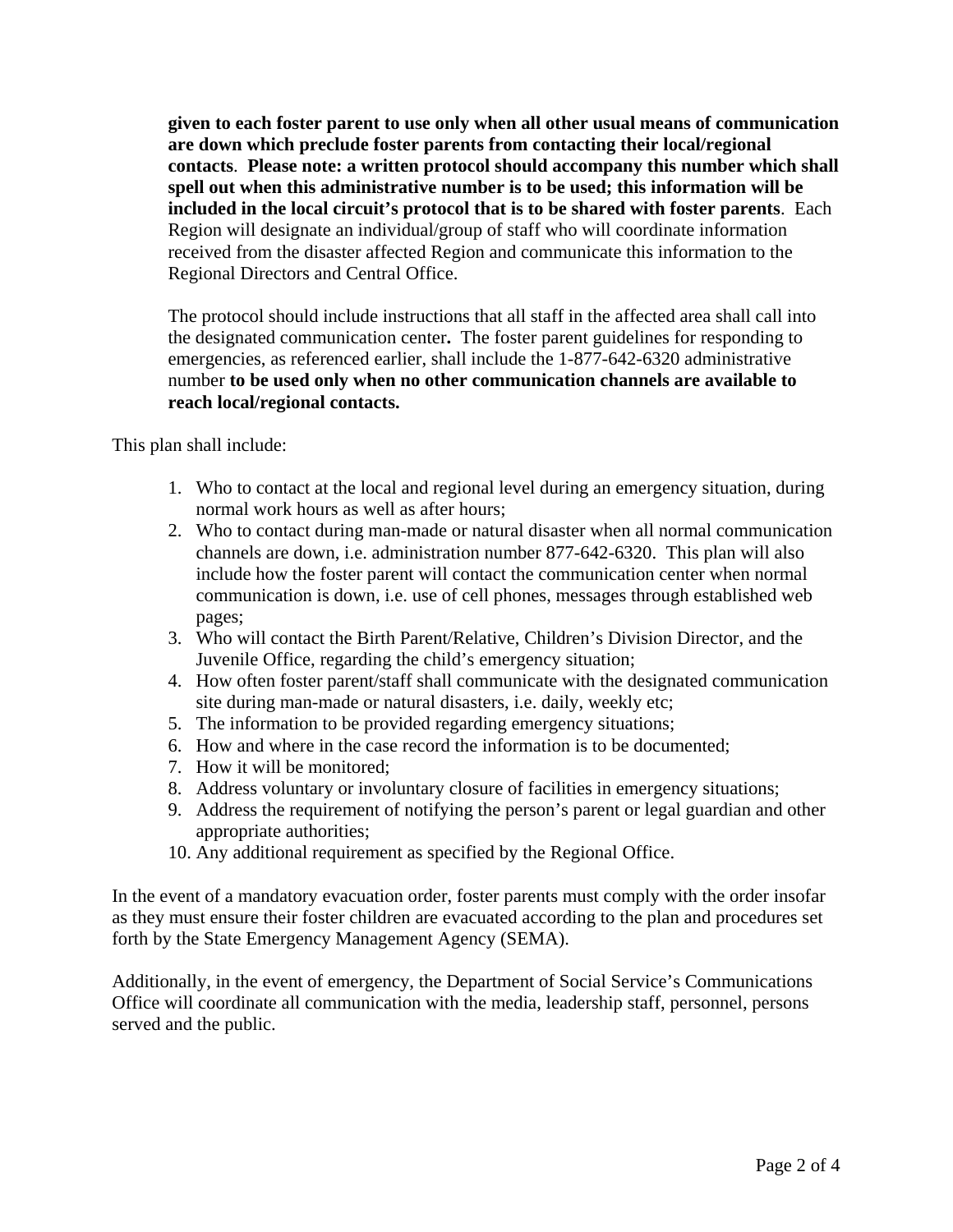**given to each foster parent to use only when all other usual means of communication are down which preclude foster parents from contacting their local/regional contacts**. **Please note: a written protocol should accompany this number which shall spell out when this administrative number is to be used; this information will be included in the local circuit's protocol that is to be shared with foster parents**. Each Region will designate an individual/group of staff who will coordinate information received from the disaster affected Region and communicate this information to the Regional Directors and Central Office.

The protocol should include instructions that all staff in the affected area shall call into the designated communication center**.** The foster parent guidelines for responding to emergencies, as referenced earlier, shall include the 1-877-642-6320 administrative number **to be used only when no other communication channels are available to reach local/regional contacts.**

This plan shall include:

1. Who to contact at the local and regional level during an emergency situation, during normal work hours as well as after hours;
2. Who to contact during man-made or natural disaster when all normal communication channels are down, i.e. administration number 877-642-6320. This plan will also include how the foster parent will contact the communication center when normal communication is down, i.e. use of cell phones, messages through established web pages;
3. Who will contact the Birth Parent/Relative, Children's Division Director, and the Juvenile Office, regarding the child's emergency situation;
4. How often foster parent/staff shall communicate with the designated communication site during man-made or natural disasters, i.e. daily, weekly etc;
5. The information to be provided regarding emergency situations;
6. How and where in the case record the information is to be documented;
7. How it will be monitored;
8. Address voluntary or involuntary closure of facilities in emergency situations;
9. Address the requirement of notifying the person's parent or legal guardian and other appropriate authorities;
10. Any additional requirement as specified by the Regional Office.

In the event of a mandatory evacuation order, foster parents must comply with the order insofar as they must ensure their foster children are evacuated according to the plan and procedures set forth by the State Emergency Management Agency (SEMA).

Additionally, in the event of emergency, the Department of Social Service's Communications Office will coordinate all communication with the media, leadership staff, personnel, persons served and the public.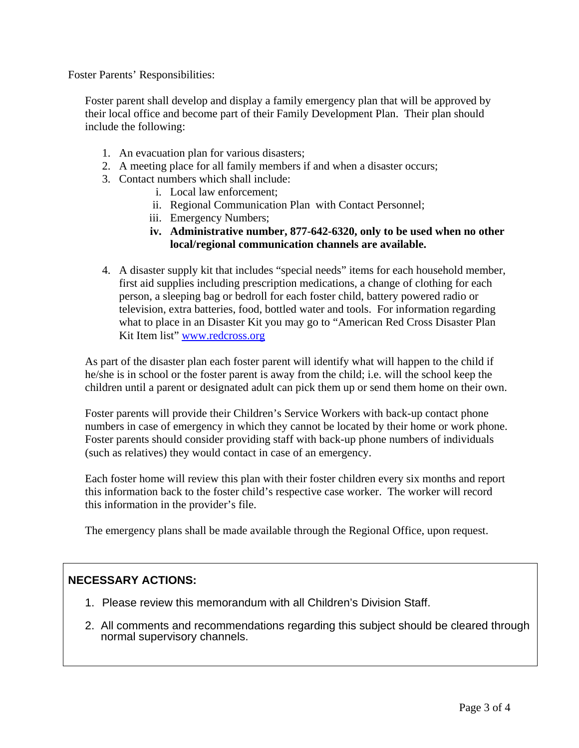Foster Parents' Responsibilities:

Foster parent shall develop and display a family emergency plan that will be approved by their local office and become part of their Family Development Plan. Their plan should include the following:

1. An evacuation plan for various disasters;
2. A meeting place for all family members if and when a disaster occurs;
3. Contact numbers which shall include:
    i. Local law enforcement;
    ii. Regional Communication Plan with Contact Personnel;
    iii. Emergency Numbers;
    **iv. Administrative number, 877-642-6320, only to be used when no other local/regional communication channels are available.**
4. A disaster supply kit that includes "special needs" items for each household member, first aid supplies including prescription medications, a change of clothing for each person, a sleeping bag or bedroll for each foster child, battery powered radio or television, extra batteries, food, bottled water and tools. For information regarding what to place in an Disaster Kit you may go to "American Red Cross Disaster Plan Kit Item list" www.redcross.org

As part of the disaster plan each foster parent will identify what will happen to the child if he/she is in school or the foster parent is away from the child; i.e. will the school keep the children until a parent or designated adult can pick them up or send them home on their own.

Foster parents will provide their Children's Service Workers with back-up contact phone numbers in case of emergency in which they cannot be located by their home or work phone. Foster parents should consider providing staff with back-up phone numbers of individuals (such as relatives) they would contact in case of an emergency.

Each foster home will review this plan with their foster children every six months and report this information back to the foster child's respective case worker. The worker will record this information in the provider's file.

The emergency plans shall be made available through the Regional Office, upon request.

**NECESSARY ACTIONS:**

1. Please review this memorandum with all Children's Division Staff.
2. All comments and recommendations regarding this subject should be cleared through normal supervisory channels.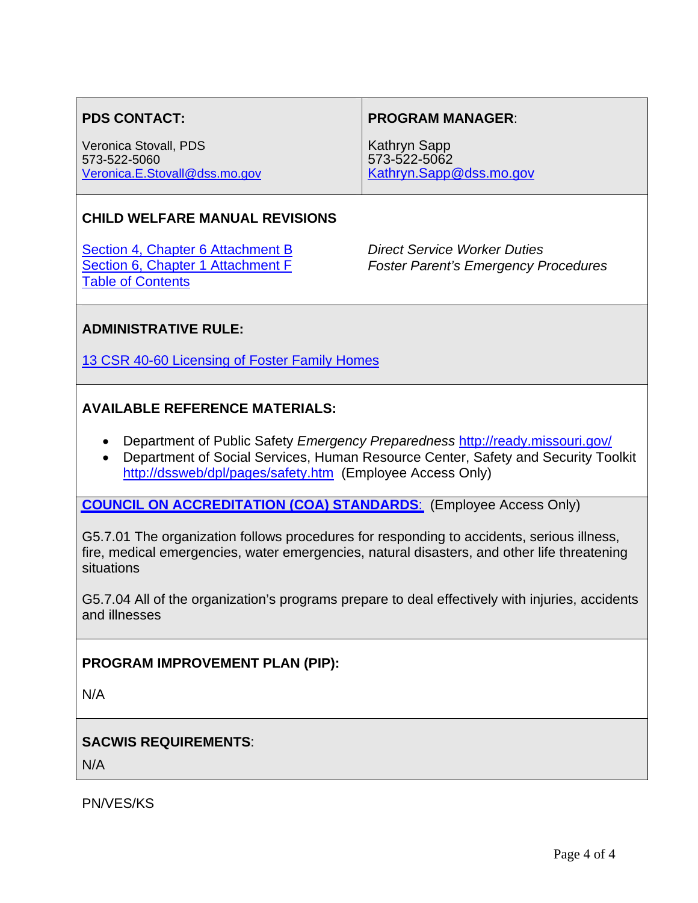| **PDS CONTACT:** | **PROGRAM MANAGER**: |
| --- | --- |
| Veronica Stovall, PDS<br>573-522-5060<br>Veronica.E.Stovall@dss.mo.gov | Kathryn Sapp<br>573-522-5062<br>Kathryn.Sapp@dss.mo.gov |

### CHILD WELFARE MANUAL REVISIONS

| | |
| --- | --- |
| Section 4, Chapter 6 Attachment B | *Direct Service Worker Duties* |
| Section 6, Chapter 1 Attachment F | *Foster Parent's Emergency Procedures* |
| Table of Contents | |

### ADMINISTRATIVE RULE:

13 CSR 40-60 Licensing of Foster Family Homes

### AVAILABLE REFERENCE MATERIALS:

- Department of Public Safety *Emergency Preparedness* http://ready.missouri.gov/
- Department of Social Services, Human Resource Center, Safety and Security Toolkit http://dssweb/dpl/pages/safety.htm (Employee Access Only)

**COUNCIL ON ACCREDITATION (COA) STANDARDS**: (Employee Access Only)

G5.7.01 The organization follows procedures for responding to accidents, serious illness, fire, medical emergencies, water emergencies, natural disasters, and other life threatening situations

G5.7.04 All of the organization's programs prepare to deal effectively with injuries, accidents and illnesses

### PROGRAM IMPROVEMENT PLAN (PIP):

N/A

### SACWIS REQUIREMENTS:

N/A

PN/VES/KS